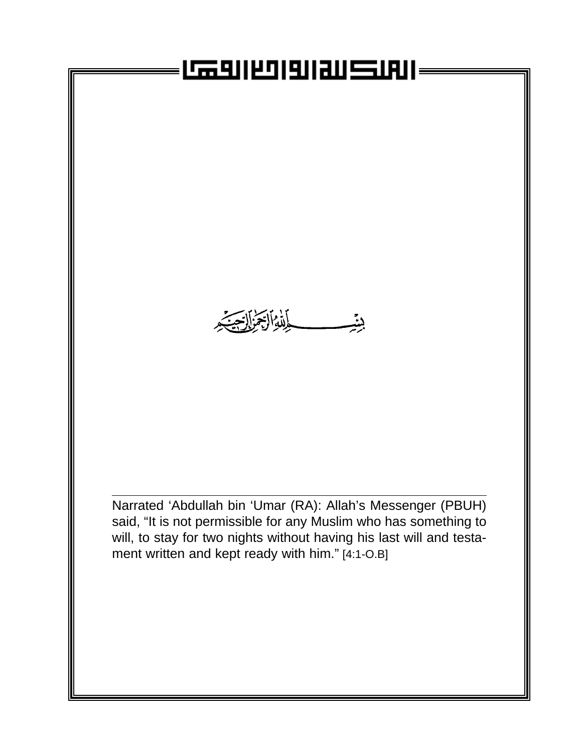بسم الله الرحمن الرحيم

---

Narrated ‘Abdullah bin ‘Umar (RA): Allah’s Messenger (PBUH) said, “It is not permissible for any Muslim who has something to will, to stay for two nights without having his last will and testament written and kept ready with him.” [4:1-O.B]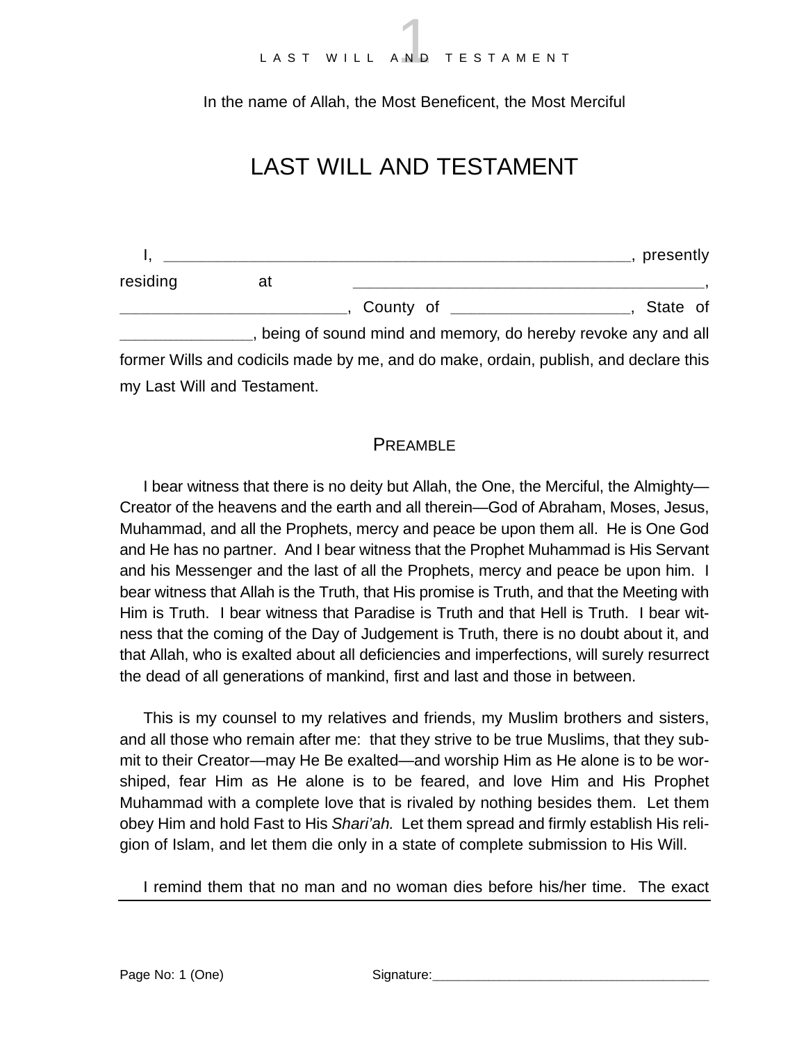In the name of Allah, the Most Beneficent, the Most Merciful

# LAST WILL AND TESTAMENT

I, ______________________________________________________, presently residing at ________________________________________, _________________________, County of ____________________, State of _______________, being of sound mind and memory, do hereby revoke any and all former Wills and codicils made by me, and do make, ordain, publish, and declare this my Last Will and Testament.

## PREAMBLE

I bear witness that there is no deity but Allah, the One, the Merciful, the Almighty—Creator of the heavens and the earth and all therein—God of Abraham, Moses, Jesus, Muhammad, and all the Prophets, mercy and peace be upon them all. He is One God and He has no partner. And I bear witness that the Prophet Muhammad is His Servant and his Messenger and the last of all the Prophets, mercy and peace be upon him. I bear witness that Allah is the Truth, that His promise is Truth, and that the Meeting with Him is Truth. I bear witness that Paradise is Truth and that Hell is Truth. I bear witness that the coming of the Day of Judgement is Truth, there is no doubt about it, and that Allah, who is exalted about all deficiencies and imperfections, will surely resurrect the dead of all generations of mankind, first and last and those in between.

This is my counsel to my relatives and friends, my Muslim brothers and sisters, and all those who remain after me: that they strive to be true Muslims, that they submit to their Creator—may He Be exalted—and worship Him as He alone is to be worshiped, fear Him as He alone is to be feared, and love Him and His Prophet Muhammad with a complete love that is rivaled by nothing besides them. Let them obey Him and hold Fast to His *Shari'ah.* Let them spread and firmly establish His religion of Islam, and let them die only in a state of complete submission to His Will.

I remind them that no man and no woman dies before his/her time. The exact

Signature:______________________________________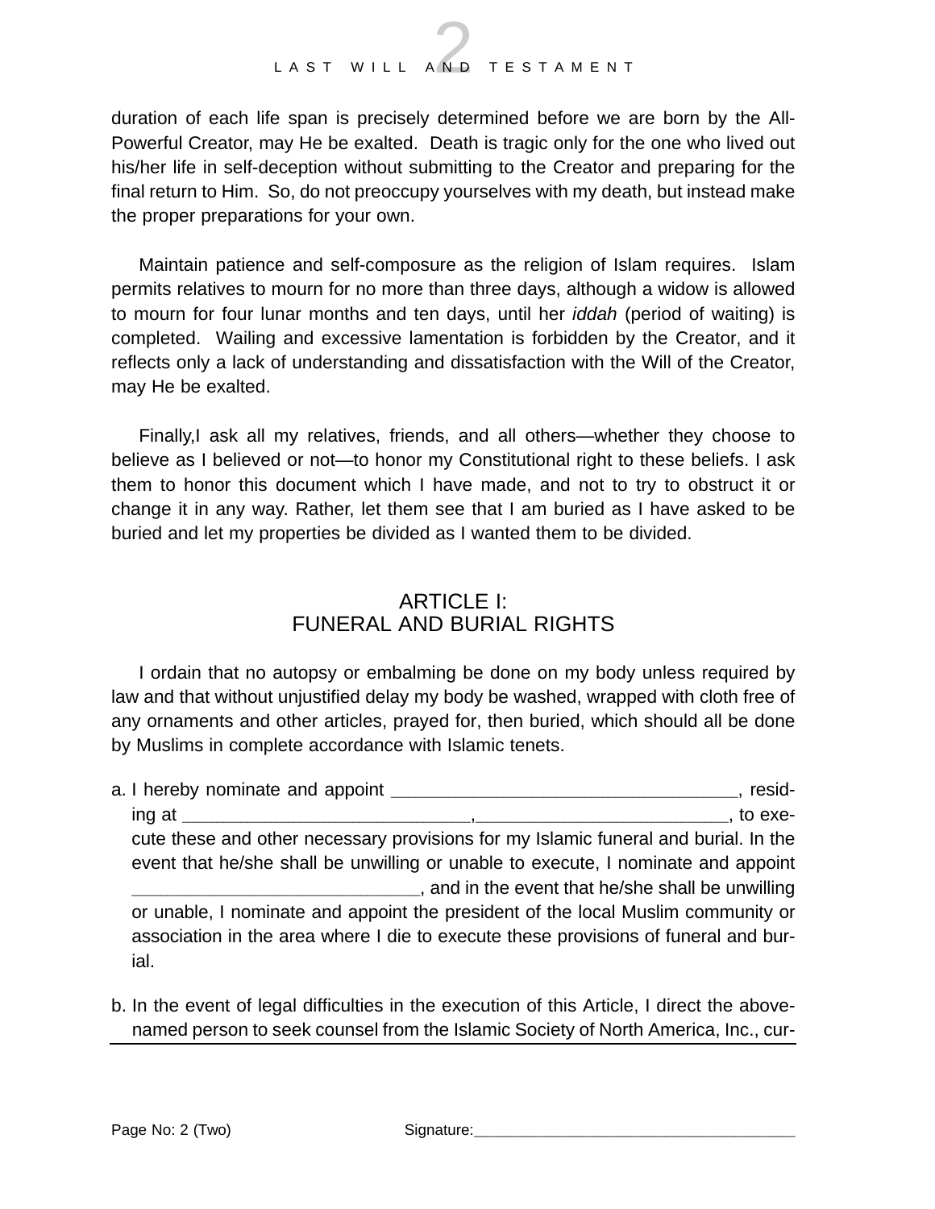duration of each life span is precisely determined before we are born by the All-Powerful Creator, may He be exalted. Death is tragic only for the one who lived out his/her life in self-deception without submitting to the Creator and preparing for the final return to Him. So, do not preoccupy yourselves with my death, but instead make the proper preparations for your own.

Maintain patience and self-composure as the religion of Islam requires. Islam permits relatives to mourn for no more than three days, although a widow is allowed to mourn for four lunar months and ten days, until her *iddah* (period of waiting) is completed. Wailing and excessive lamentation is forbidden by the Creator, and it reflects only a lack of understanding and dissatisfaction with the Will of the Creator, may He be exalted.

Finally,I ask all my relatives, friends, and all others—whether they choose to believe as I believed or not—to honor my Constitutional right to these beliefs. I ask them to honor this document which I have made, and not to try to obstruct it or change it in any way. Rather, let them see that I am buried as I have asked to be buried and let my properties be divided as I wanted them to be divided.

## ARTICLE I:
## FUNERAL AND BURIAL RIGHTS

I ordain that no autopsy or embalming be done on my body unless required by law and that without unjustified delay my body be washed, wrapped with cloth free of any ornaments and other articles, prayed for, then buried, which should all be done by Muslims in complete accordance with Islamic tenets.

a. I hereby nominate and appoint ___________________________________, residing at _____________________________,__________________________, to execute these and other necessary provisions for my Islamic funeral and burial. In the event that he/she shall be unwilling or unable to execute, I nominate and appoint _____________________________, and in the event that he/she shall be unwilling or unable, I nominate and appoint the president of the local Muslim community or association in the area where I die to execute these provisions of funeral and burial.

b. In the event of legal difficulties in the execution of this Article, I direct the above-named person to seek counsel from the Islamic Society of North America, Inc., cur-

Signature:_____________________________________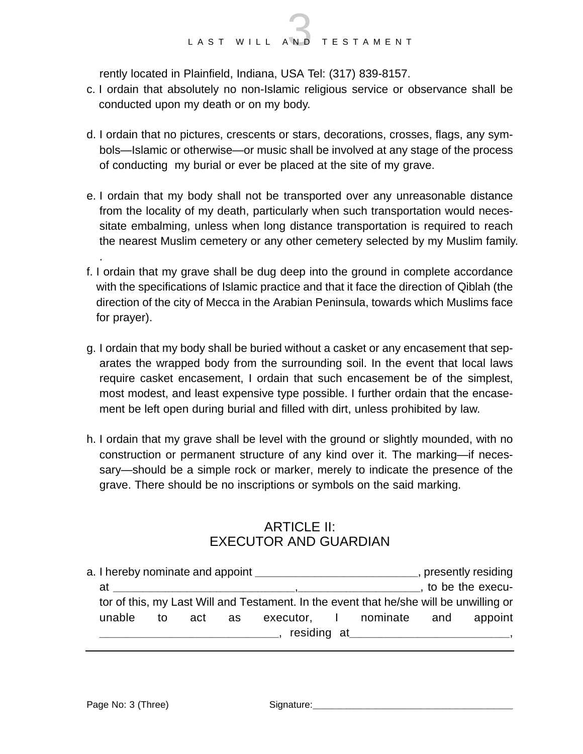rently located in Plainfield, Indiana, USA Tel: (317) 839-8157.

c. I ordain that absolutely no non-Islamic religious service or observance shall be conducted upon my death or on my body.

d. I ordain that no pictures, crescents or stars, decorations, crosses, flags, any symbols—Islamic or otherwise—or music shall be involved at any stage of the process of conducting my burial or ever be placed at the site of my grave.

e. I ordain that my body shall not be transported over any unreasonable distance from the locality of my death, particularly when such transportation would necessitate embalming, unless when long distance transportation is required to reach the nearest Muslim cemetery or any other cemetery selected by my Muslim family.
.

f. I ordain that my grave shall be dug deep into the ground in complete accordance with the specifications of Islamic practice and that it face the direction of Qiblah (the direction of the city of Mecca in the Arabian Peninsula, towards which Muslims face for prayer).

g. I ordain that my body shall be buried without a casket or any encasement that separates the wrapped body from the surrounding soil. In the event that local laws require casket encasement, I ordain that such encasement be of the simplest, most modest, and least expensive type possible. I further ordain that the encasement be left open during burial and filled with dirt, unless prohibited by law.

h. I ordain that my grave shall be level with the ground or slightly mounded, with no construction or permanent structure of any kind over it. The marking—if necessary—should be a simple rock or marker, merely to indicate the presence of the grave. There should be no inscriptions or symbols on the said marking.

## ARTICLE II:
## EXECUTOR AND GUARDIAN

a. I hereby nominate and appoint __________________________, presently residing at _____________________________,____________________, to be the executor of this, my Last Will and Testament. In the event that he/she will be unwilling or unable to act as executor, I nominate and appoint _____________________________, residing at__________________________,

Signature:_______________________________________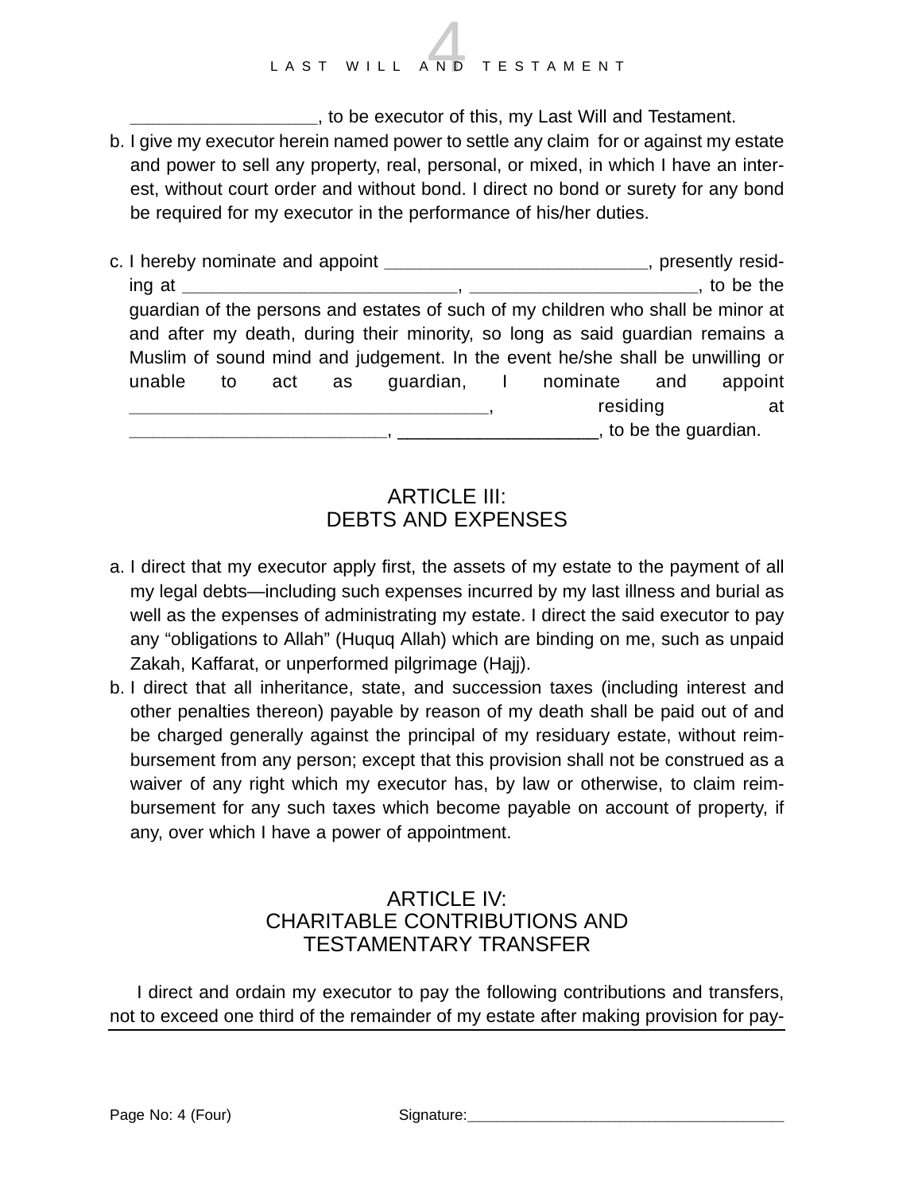__________________, to be executor of this, my Last Will and Testament.

b. I give my executor herein named power to settle any claim for or against my estate and power to sell any property, real, personal, or mixed, in which I have an interest, without court order and without bond. I direct no bond or surety for any bond be required for my executor in the performance of his/her duties.

c. I hereby nominate and appoint __________________________, presently residing at ___________________________, _______________________, to be the guardian of the persons and estates of such of my children who shall be minor at and after my death, during their minority, so long as said guardian remains a Muslim of sound mind and judgement. In the event he/she shall be unwilling or unable to act as guardian, I nominate and appoint ___________________________________, residing at __________________________, ____________________, to be the guardian.

## ARTICLE III:
## DEBTS AND EXPENSES

a. I direct that my executor apply first, the assets of my estate to the payment of all my legal debts—including such expenses incurred by my last illness and burial as well as the expenses of administrating my estate. I direct the said executor to pay any “obligations to Allah” (Huquq Allah) which are binding on me, such as unpaid Zakah, Kaffarat, or unperformed pilgrimage (Hajj).

b. I direct that all inheritance, state, and succession taxes (including interest and other penalties thereon) payable by reason of my death shall be paid out of and be charged generally against the principal of my residuary estate, without reimbursement from any person; except that this provision shall not be construed as a waiver of any right which my executor has, by law or otherwise, to claim reimbursement for any such taxes which become payable on account of property, if any, over which I have a power of appointment.

## ARTICLE IV:
## CHARITABLE CONTRIBUTIONS AND TESTAMENTARY TRANSFER

I direct and ordain my executor to pay the following contributions and transfers, not to exceed one third of the remainder of my estate after making provision for pay-

Signature:______________________________________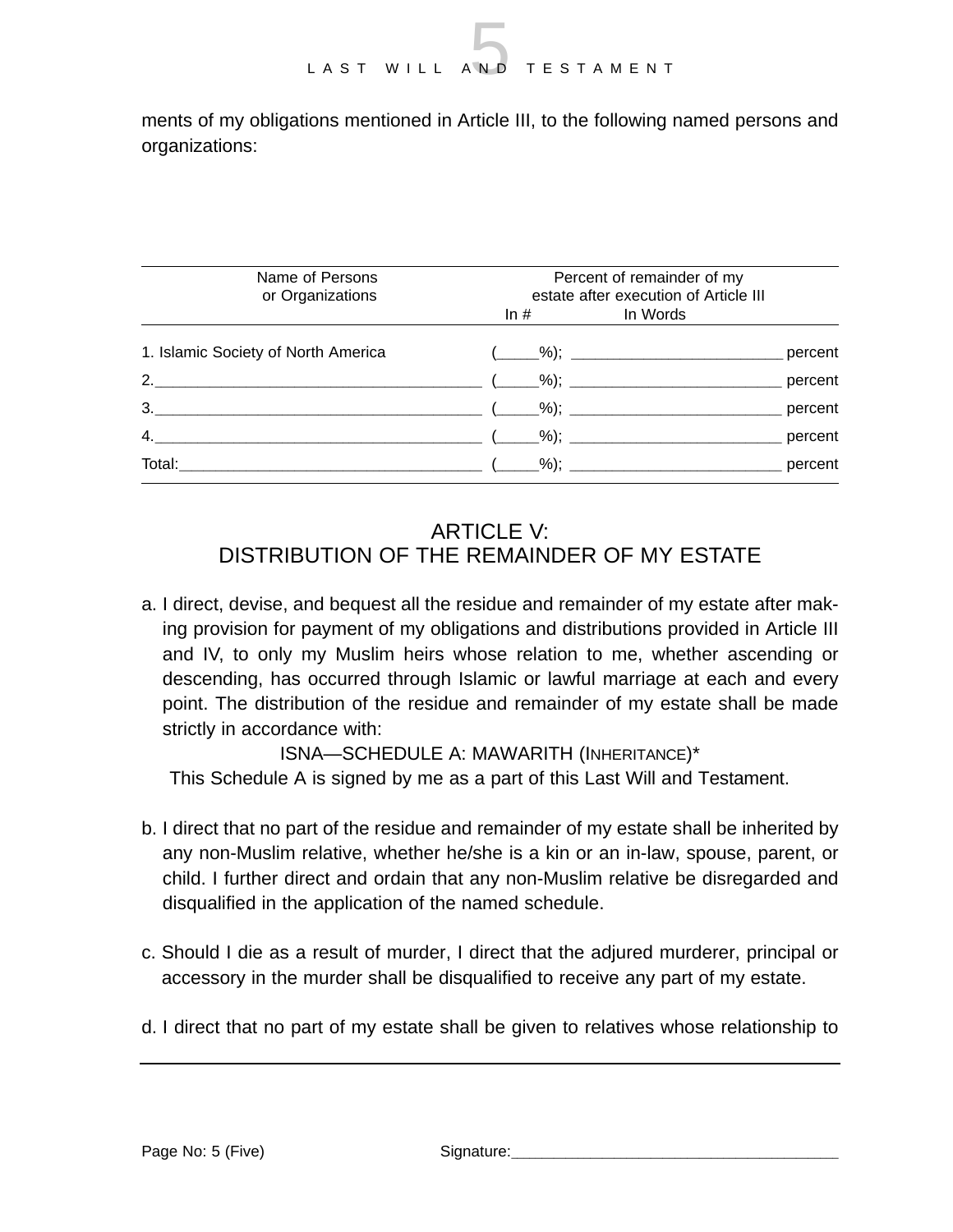ments of my obligations mentioned in Article III, to the following named persons and organizations:

| Name of Persons or Organizations | Percent of remainder of my estate after execution of Article III In # | In Words |
|---|---|---|
| 1. Islamic Society of North America | (_____%); | _________________________ percent |
| 2.______________________________________ | (_____%); | _________________________ percent |
| 3.______________________________________ | (_____%); | _________________________ percent |
| 4.______________________________________ | (_____%); | _________________________ percent |
| Total:___________________________________ | (_____%); | _________________________ percent |

## ARTICLE V: DISTRIBUTION OF THE REMAINDER OF MY ESTATE

a. I direct, devise, and bequest all the residue and remainder of my estate after making provision for payment of my obligations and distributions provided in Article III and IV, to only my Muslim heirs whose relation to me, whether ascending or descending, has occurred through Islamic or lawful marriage at each and every point. The distribution of the residue and remainder of my estate shall be made strictly in accordance with:

ISNA—SCHEDULE A: MAWARITH (INHERITANCE)*

This Schedule A is signed by me as a part of this Last Will and Testament.

b. I direct that no part of the residue and remainder of my estate shall be inherited by any non-Muslim relative, whether he/she is a kin or an in-law, spouse, parent, or child. I further direct and ordain that any non-Muslim relative be disregarded and disqualified in the application of the named schedule.

c. Should I die as a result of murder, I direct that the adjured murderer, principal or accessory in the murder shall be disqualified to receive any part of my estate.

d. I direct that no part of my estate shall be given to relatives whose relationship to

Signature:_______________________________________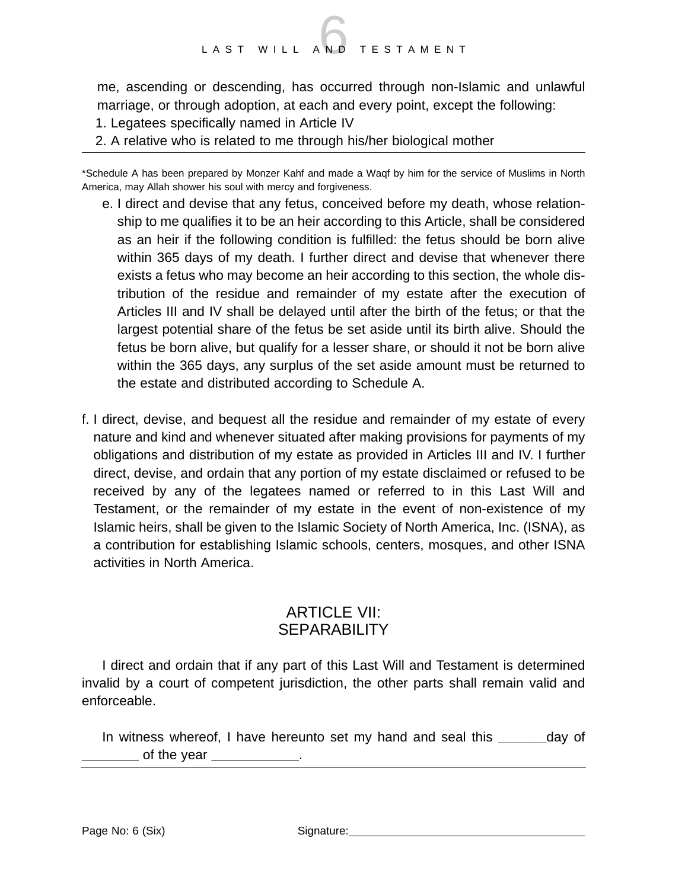me, ascending or descending, has occurred through non-Islamic and unlawful marriage, or through adoption, at each and every point, except the following:

1. Legatees specifically named in Article IV
2. A relative who is related to me through his/her biological mother

---

*Schedule A has been prepared by Monzer Kahf and made a Waqf by him for the service of Muslims in North America, may Allah shower his soul with mercy and forgiveness.

e. I direct and devise that any fetus, conceived before my death, whose relationship to me qualifies it to be an heir according to this Article, shall be considered as an heir if the following condition is fulfilled: the fetus should be born alive within 365 days of my death. I further direct and devise that whenever there exists a fetus who may become an heir according to this section, the whole distribution of the residue and remainder of my estate after the execution of Articles III and IV shall be delayed until after the birth of the fetus; or that the largest potential share of the fetus be set aside until its birth alive. Should the fetus be born alive, but qualify for a lesser share, or should it not be born alive within the 365 days, any surplus of the set aside amount must be returned to the estate and distributed according to Schedule A.

f. I direct, devise, and bequest all the residue and remainder of my estate of every nature and kind and whenever situated after making provisions for payments of my obligations and distribution of my estate as provided in Articles III and IV. I further direct, devise, and ordain that any portion of my estate disclaimed or refused to be received by any of the legatees named or referred to in this Last Will and Testament, or the remainder of my estate in the event of non-existence of my Islamic heirs, shall be given to the Islamic Society of North America, Inc. (ISNA), as a contribution for establishing Islamic schools, centers, mosques, and other ISNA activities in North America.

## ARTICLE VII: SEPARABILITY

I direct and ordain that if any part of this Last Will and Testament is determined invalid by a court of competent jurisdiction, the other parts shall remain valid and enforceable.

In witness whereof, I have hereunto set my hand and seal this ______day of _______ of the year ___________.

Signature:_____________________________________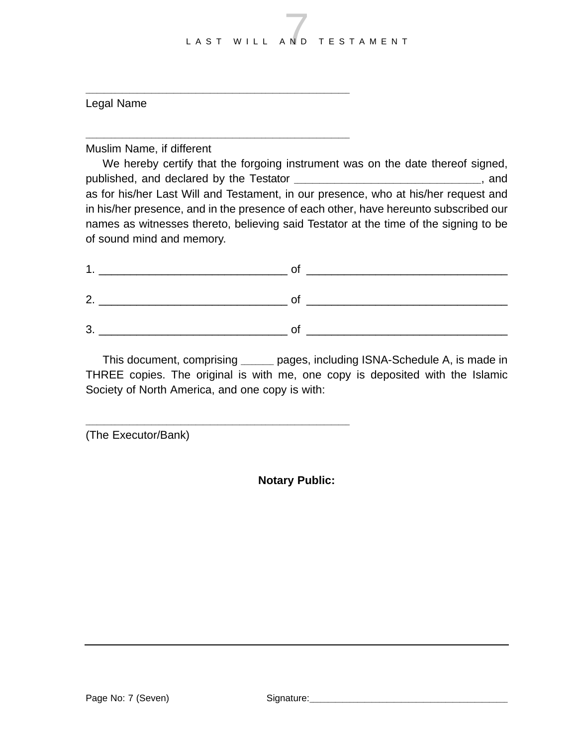______________________________________________
Legal Name

______________________________________________
Muslim Name, if different

We hereby certify that the forgoing instrument was on the date thereof signed, published, and declared by the Testator ______________________________, and as for his/her Last Will and Testament, in our presence, who at his/her request and in his/her presence, and in the presence of each other, have hereunto subscribed our names as witnesses thereto, believing said Testator at the time of the signing to be of sound mind and memory.

1. ______________________________ of ________________________________

2. ______________________________ of ________________________________

3. ______________________________ of ________________________________

This document, comprising _____ pages, including ISNA-Schedule A, is made in THREE copies. The original is with me, one copy is deposited with the Islamic Society of North America, and one copy is with:

______________________________________________
(The Executor/Bank)

**Notary Public:**

Signature:______________________________________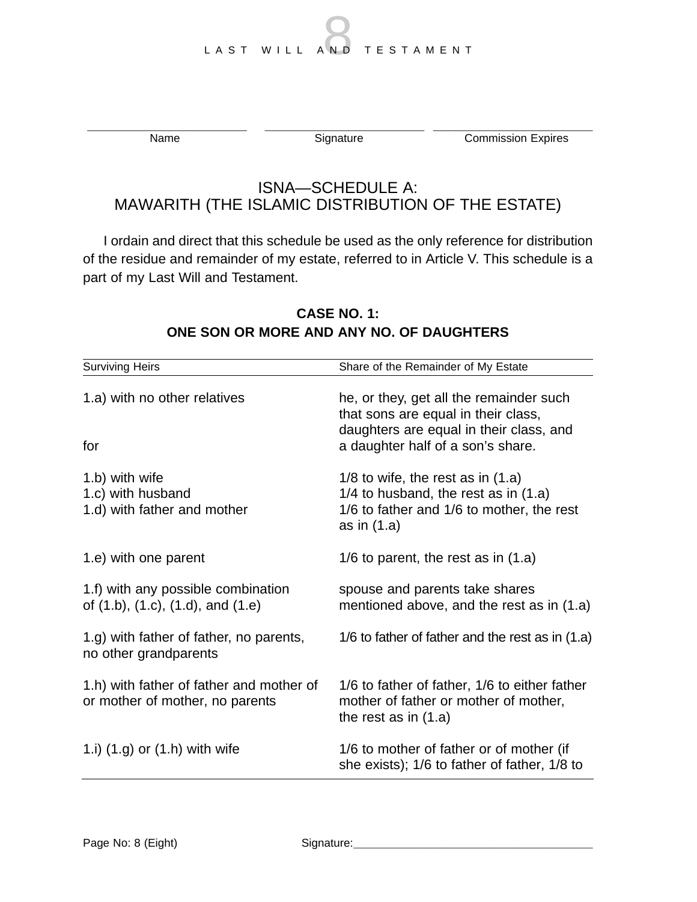| | | |
|---|---|---|
| Name | Signature | Commission Expires |

## ISNA—SCHEDULE A:
## MAWARITH (THE ISLAMIC DISTRIBUTION OF THE ESTATE)

I ordain and direct that this schedule be used as the only reference for distribution of the residue and remainder of my estate, referred to in Article V. This schedule is a part of my Last Will and Testament.

### CASE NO. 1:
### ONE SON OR MORE AND ANY NO. OF DAUGHTERS

| Surviving Heirs | Share of the Remainder of My Estate |
|---|---|
| 1.a) with no other relatives for | he, or they, get all the remainder such that sons are equal in their class, daughters are equal in their class, and a daughter half of a son's share. |
| 1.b) with wife | 1/8 to wife, the rest as in (1.a) |
| 1.c) with husband | 1/4 to husband, the rest as in (1.a) |
| 1.d) with father and mother | 1/6 to father and 1/6 to mother, the rest as in (1.a) |
| 1.e) with one parent | 1/6 to parent, the rest as in (1.a) |
| 1.f) with any possible combination of (1.b), (1.c), (1.d), and (1.e) | spouse and parents take shares mentioned above, and the rest as in (1.a) |
| 1.g) with father of father, no parents, no other grandparents | 1/6 to father of father and the rest as in (1.a) |
| 1.h) with father of father and mother of or mother of mother, no parents | 1/6 to father of father, 1/6 to either father mother of father or mother of mother, the rest as in (1.a) |
| 1.i) (1.g) or (1.h) with wife | 1/6 to mother of father or of mother (if she exists); 1/6 to father of father, 1/8 to |

Signature:______________________________________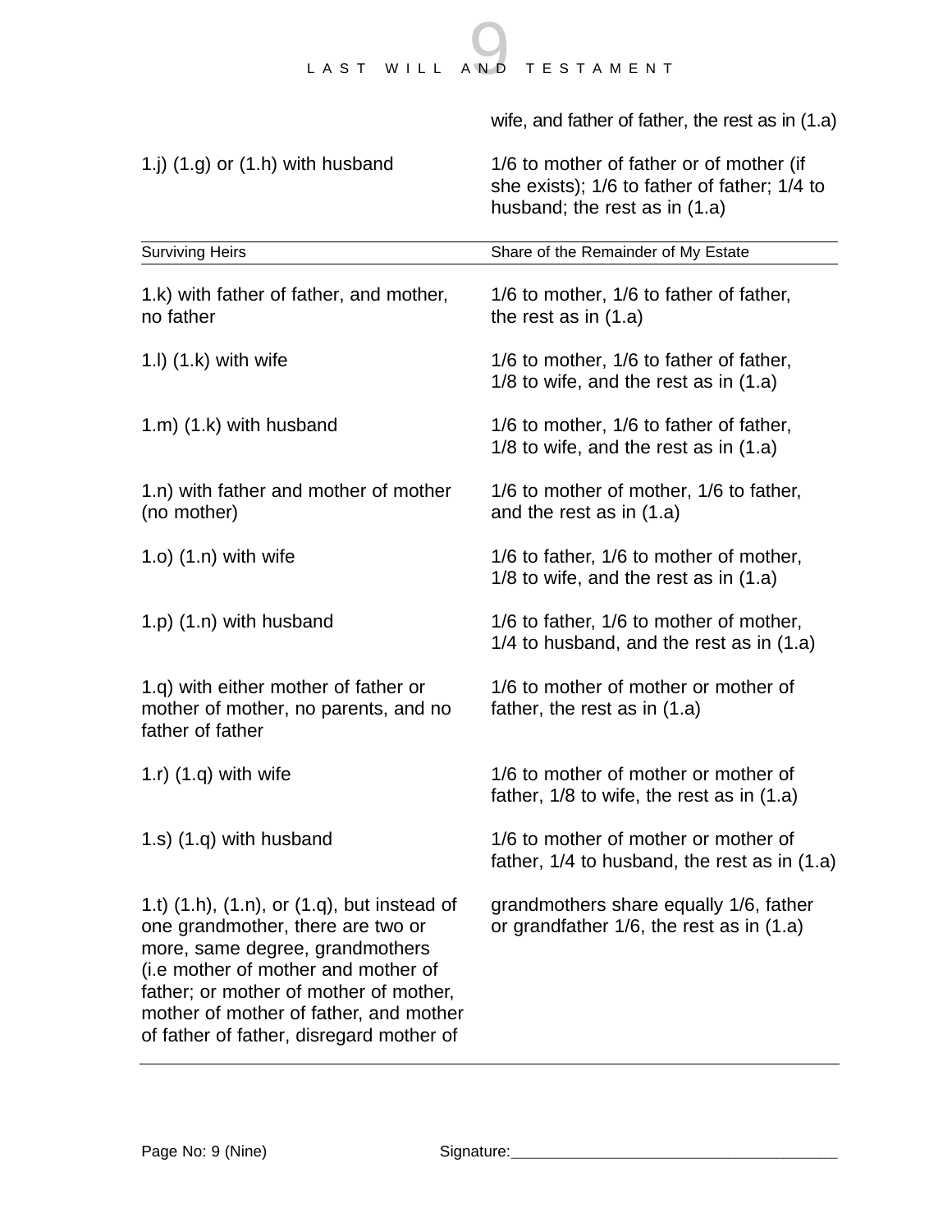| | |
|---|---|
| | wife, and father of father, the rest as in (1.a) |
| 1.j) (1.g) or (1.h) with husband | 1/6 to mother of father or of mother (if she exists); 1/6 to father of father; 1/4 to husband; the rest as in (1.a) |

| Surviving Heirs | Share of the Remainder of My Estate |
|---|---|
| 1.k) with father of father, and mother, no father | 1/6 to mother, 1/6 to father of father, the rest as in (1.a) |
| 1.l) (1.k) with wife | 1/6 to mother, 1/6 to father of father, 1/8 to wife, and the rest as in (1.a) |
| 1.m) (1.k) with husband | 1/6 to mother, 1/6 to father of father, 1/8 to wife, and the rest as in (1.a) |
| 1.n) with father and mother of mother (no mother) | 1/6 to mother of mother, 1/6 to father, and the rest as in (1.a) |
| 1.o) (1.n) with wife | 1/6 to father, 1/6 to mother of mother, 1/8 to wife, and the rest as in (1.a) |
| 1.p) (1.n) with husband | 1/6 to father, 1/6 to mother of mother, 1/4 to husband, and the rest as in (1.a) |
| 1.q) with either mother of father or mother of mother, no parents, and no father of father | 1/6 to mother of mother or mother of father, the rest as in (1.a) |
| 1.r) (1.q) with wife | 1/6 to mother of mother or mother of father, 1/8 to wife, the rest as in (1.a) |
| 1.s) (1.q) with husband | 1/6 to mother of mother or mother of father, 1/4 to husband, the rest as in (1.a) |
| 1.t) (1.h), (1.n), or (1.q), but instead of one grandmother, there are two or more, same degree, grandmothers (i.e mother of mother and mother of father; or mother of mother of mother, mother of mother of father, and mother of father of father, disregard mother of | grandmothers share equally 1/6, father or grandfather 1/6, the rest as in (1.a) |

Signature:______________________________________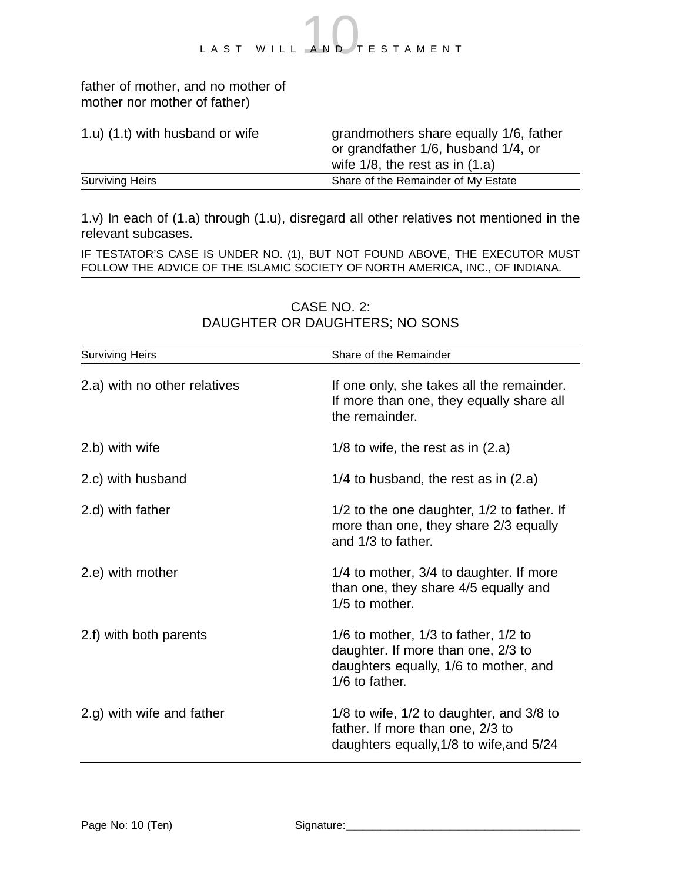father of mother, and no mother of mother nor mother of father)

| | |
|---|---|
| 1.u) (1.t) with husband or wife | grandmothers share equally 1/6, father or grandfather 1/6, husband 1/4, or wife 1/8, the rest as in (1.a) |
| Surviving Heirs | Share of the Remainder of My Estate |

1.v) In each of (1.a) through (1.u), disregard all other relatives not mentioned in the relevant subcases.

IF TESTATOR'S CASE IS UNDER NO. (1), BUT NOT FOUND ABOVE, THE EXECUTOR MUST FOLLOW THE ADVICE OF THE ISLAMIC SOCIETY OF NORTH AMERICA, INC., OF INDIANA.

## CASE NO. 2: DAUGHTER OR DAUGHTERS; NO SONS

| Surviving Heirs | Share of the Remainder |
|---|---|
| 2.a) with no other relatives | If one only, she takes all the remainder. If more than one, they equally share all the remainder. |
| 2.b) with wife | 1/8 to wife, the rest as in (2.a) |
| 2.c) with husband | 1/4 to husband, the rest as in (2.a) |
| 2.d) with father | 1/2 to the one daughter, 1/2 to father. If more than one, they share 2/3 equally and 1/3 to father. |
| 2.e) with mother | 1/4 to mother, 3/4 to daughter. If more than one, they share 4/5 equally and 1/5 to mother. |
| 2.f) with both parents | 1/6 to mother, 1/3 to father, 1/2 to daughter. If more than one, 2/3 to daughters equally, 1/6 to mother, and 1/6 to father. |
| 2.g) with wife and father | 1/8 to wife, 1/2 to daughter, and 3/8 to father. If more than one, 2/3 to daughters equally,1/8 to wife,and 5/24 |

Signature:_______________________________________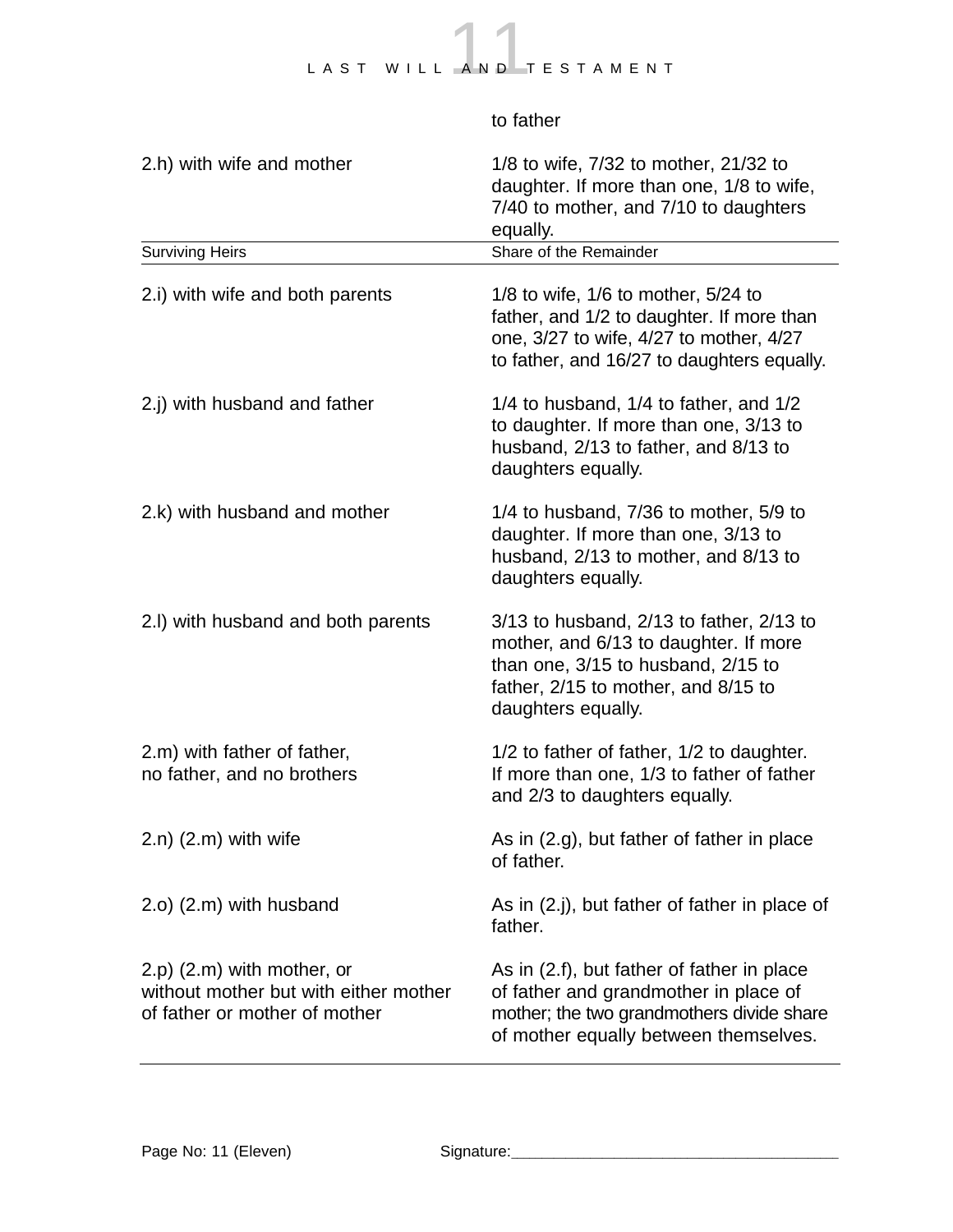| Surviving Heirs | Share of the Remainder |
|---|---|
| | to father |
| 2.h) with wife and mother | 1/8 to wife, 7/32 to mother, 21/32 to daughter. If more than one, 1/8 to wife, 7/40 to mother, and 7/10 to daughters equally. |
| 2.i) with wife and both parents | 1/8 to wife, 1/6 to mother, 5/24 to father, and 1/2 to daughter. If more than one, 3/27 to wife, 4/27 to mother, 4/27 to father, and 16/27 to daughters equally. |
| 2.j) with husband and father | 1/4 to husband, 1/4 to father, and 1/2 to daughter. If more than one, 3/13 to husband, 2/13 to father, and 8/13 to daughters equally. |
| 2.k) with husband and mother | 1/4 to husband, 7/36 to mother, 5/9 to daughter. If more than one, 3/13 to husband, 2/13 to mother, and 8/13 to daughters equally. |
| 2.l) with husband and both parents | 3/13 to husband, 2/13 to father, 2/13 to mother, and 6/13 to daughter. If more than one, 3/15 to husband, 2/15 to father, 2/15 to mother, and 8/15 to daughters equally. |
| 2.m) with father of father, no father, and no brothers | 1/2 to father of father, 1/2 to daughter. If more than one, 1/3 to father of father and 2/3 to daughters equally. |
| 2.n) (2.m) with wife | As in (2.g), but father of father in place of father. |
| 2.o) (2.m) with husband | As in (2.j), but father of father in place of father. |
| 2.p) (2.m) with mother, or without mother but with either mother of father or mother of mother | As in (2.f), but father of father in place of father and grandmother in place of mother; the two grandmothers divide share of mother equally between themselves. |

Signature:_______________________________________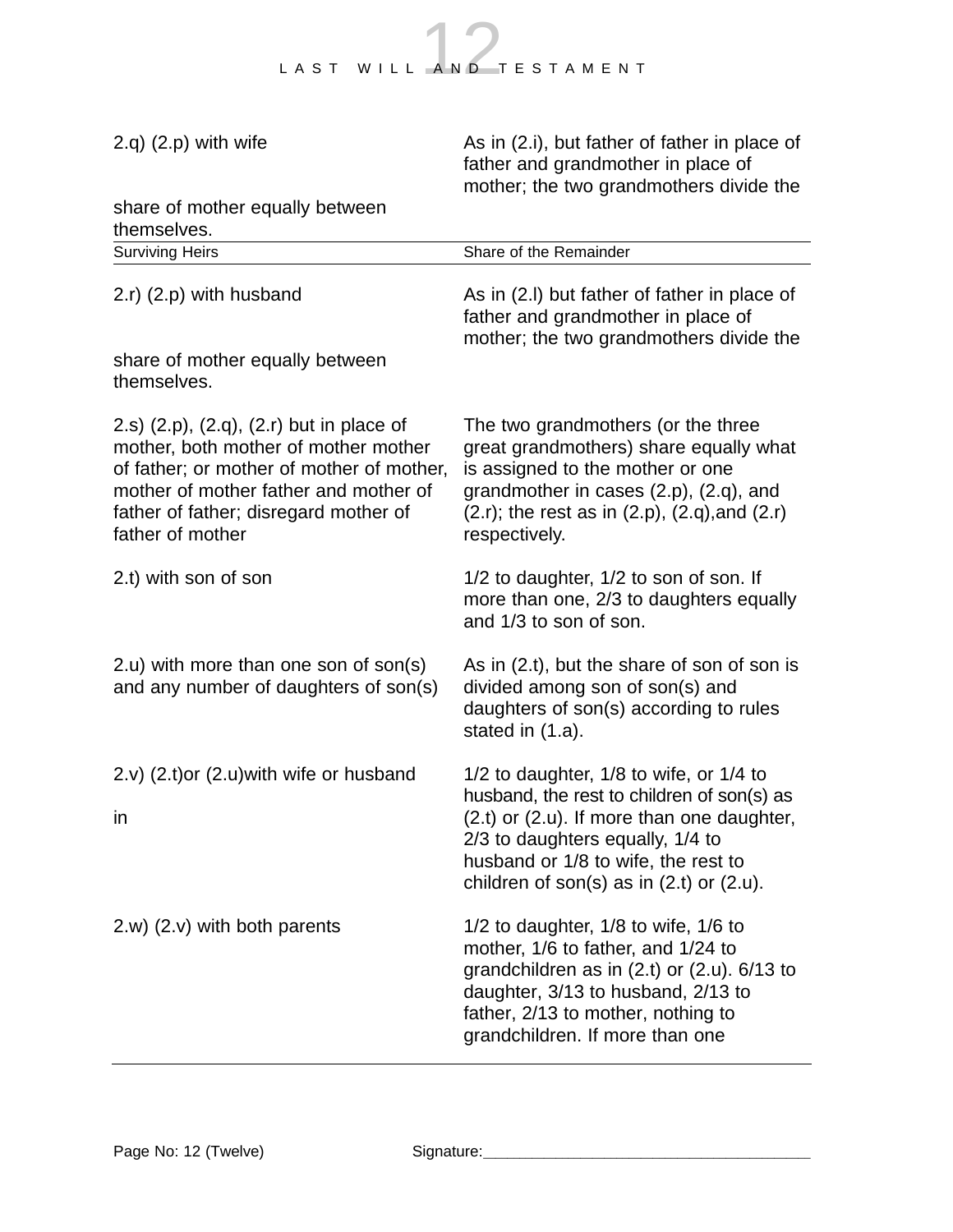| Surviving Heirs | Share of the Remainder |
| --- | --- |
| 2.q) (2.p) with wife | As in (2.i), but father of father in place of father and grandmother in place of mother; the two grandmothers divide the share of mother equally between themselves. |
| 2.r) (2.p) with husband | As in (2.l) but father of father in place of father and grandmother in place of mother; the two grandmothers divide the share of mother equally between themselves. |
| 2.s) (2.p), (2.q), (2.r) but in place of mother, both mother of mother mother of father; or mother of mother of mother, mother of mother father and mother of father of father; disregard mother of father of mother | The two grandmothers (or the three great grandmothers) share equally what is assigned to the mother or one grandmother in cases (2.p), (2.q), and (2.r); the rest as in (2.p), (2.q),and (2.r) respectively. |
| 2.t) with son of son | 1/2 to daughter, 1/2 to son of son. If more than one, 2/3 to daughters equally and 1/3 to son of son. |
| 2.u) with more than one son of son(s) and any number of daughters of son(s) | As in (2.t), but the share of son of son is divided among son of son(s) and daughters of son(s) according to rules stated in (1.a). |
| 2.v) (2.t)or (2.u)with wife or husband in | 1/2 to daughter, 1/8 to wife, or 1/4 to husband, the rest to children of son(s) as (2.t) or (2.u). If more than one daughter, 2/3 to daughters equally, 1/4 to husband or 1/8 to wife, the rest to children of son(s) as in (2.t) or (2.u). |
| 2.w) (2.v) with both parents | 1/2 to daughter, 1/8 to wife, 1/6 to mother, 1/6 to father, and 1/24 to grandchildren as in (2.t) or (2.u). 6/13 to daughter, 3/13 to husband, 2/13 to father, 2/13 to mother, nothing to grandchildren. If more than one |

Signature:______________________________________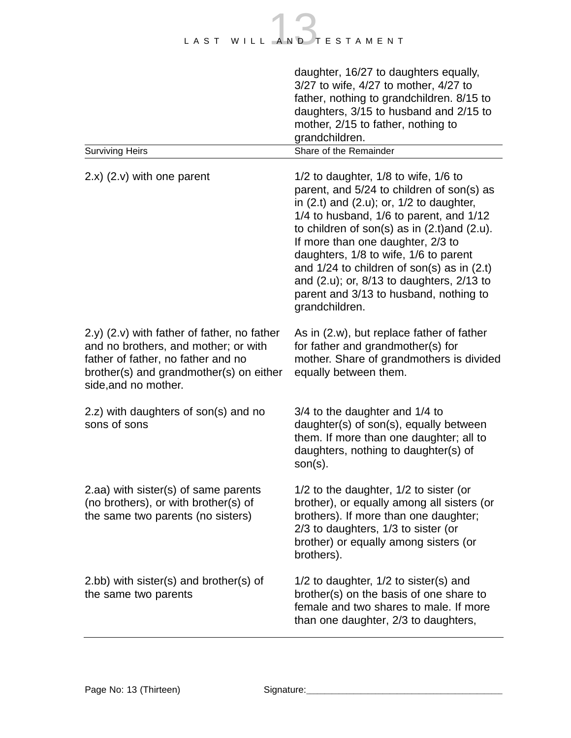| Surviving Heirs | Share of the Remainder |
|---|---|
| | daughter, 16/27 to daughters equally, 3/27 to wife, 4/27 to mother, 4/27 to father, nothing to grandchildren. 8/15 to daughters, 3/15 to husband and 2/15 to mother, 2/15 to father, nothing to grandchildren. |
| 2.x) (2.v) with one parent | 1/2 to daughter, 1/8 to wife, 1/6 to parent, and 5/24 to children of son(s) as in (2.t) and (2.u); or, 1/2 to daughter, 1/4 to husband, 1/6 to parent, and 1/12 to children of son(s) as in (2.t)and (2.u). If more than one daughter, 2/3 to daughters, 1/8 to wife, 1/6 to parent and 1/24 to children of son(s) as in (2.t) and (2.u); or, 8/13 to daughters, 2/13 to parent and 3/13 to husband, nothing to grandchildren. |
| 2.y) (2.v) with father of father, no father and no brothers, and mother; or with father of father, no father and no brother(s) and grandmother(s) on either side,and no mother. | As in (2.w), but replace father of father for father and grandmother(s) for mother. Share of grandmothers is divided equally between them. |
| 2.z) with daughters of son(s) and no sons of sons | 3/4 to the daughter and 1/4 to daughter(s) of son(s), equally between them. If more than one daughter; all to daughters, nothing to daughter(s) of son(s). |
| 2.aa) with sister(s) of same parents (no brothers), or with brother(s) of the same two parents (no sisters) | 1/2 to the daughter, 1/2 to sister (or brother), or equally among all sisters (or brothers). If more than one daughter; 2/3 to daughters, 1/3 to sister (or brother) or equally among sisters (or brothers). |
| 2.bb) with sister(s) and brother(s) of the same two parents | 1/2 to daughter, 1/2 to sister(s) and brother(s) on the basis of one share to female and two shares to male. If more than one daughter, 2/3 to daughters, |

Signature:_______________________________________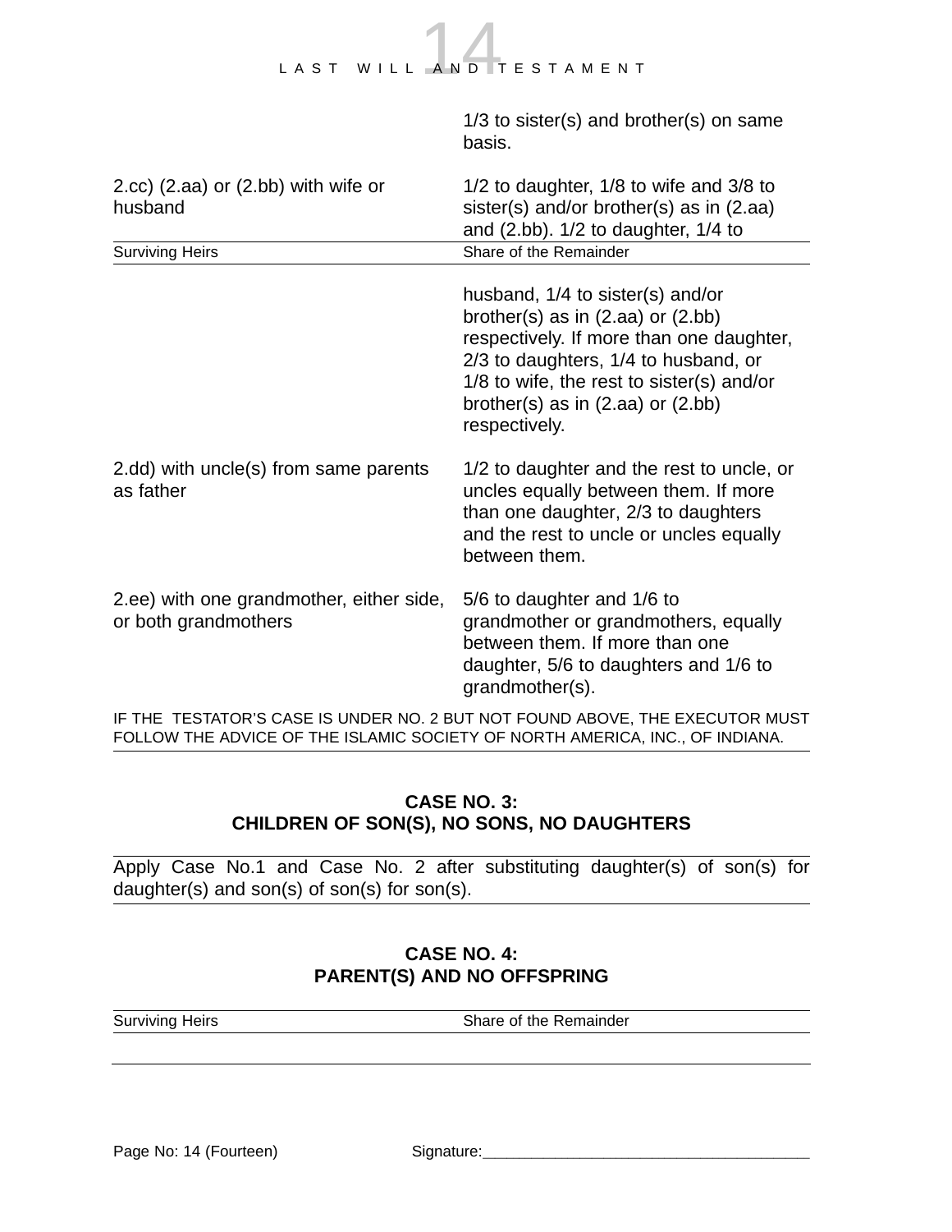| Surviving Heirs | Share of the Remainder |
|---|---|
| | 1/3 to sister(s) and brother(s) on same basis. |
| 2.cc) (2.aa) or (2.bb) with wife or husband | 1/2 to daughter, 1/8 to wife and 3/8 to sister(s) and/or brother(s) as in (2.aa) and (2.bb). 1/2 to daughter, 1/4 to husband, 1/4 to sister(s) and/or brother(s) as in (2.aa) or (2.bb) respectively. If more than one daughter, 2/3 to daughters, 1/4 to husband, or 1/8 to wife, the rest to sister(s) and/or brother(s) as in (2.aa) or (2.bb) respectively. |
| 2.dd) with uncle(s) from same parents as father | 1/2 to daughter and the rest to uncle, or uncles equally between them. If more than one daughter, 2/3 to daughters and the rest to uncle or uncles equally between them. |
| 2.ee) with one grandmother, either side, or both grandmothers | 5/6 to daughter and 1/6 to grandmother or grandmothers, equally between them. If more than one daughter, 5/6 to daughters and 1/6 to grandmother(s). |

IF THE TESTATOR'S CASE IS UNDER NO. 2 BUT NOT FOUND ABOVE, THE EXECUTOR MUST FOLLOW THE ADVICE OF THE ISLAMIC SOCIETY OF NORTH AMERICA, INC., OF INDIANA.

## CASE NO. 3: CHILDREN OF SON(S), NO SONS, NO DAUGHTERS

Apply Case No.1 and Case No. 2 after substituting daughter(s) of son(s) for daughter(s) and son(s) of son(s) for son(s).

## CASE NO. 4: PARENT(S) AND NO OFFSPRING

| Surviving Heirs | Share of the Remainder |
|---|---|
| | |

Signature:_______________________________________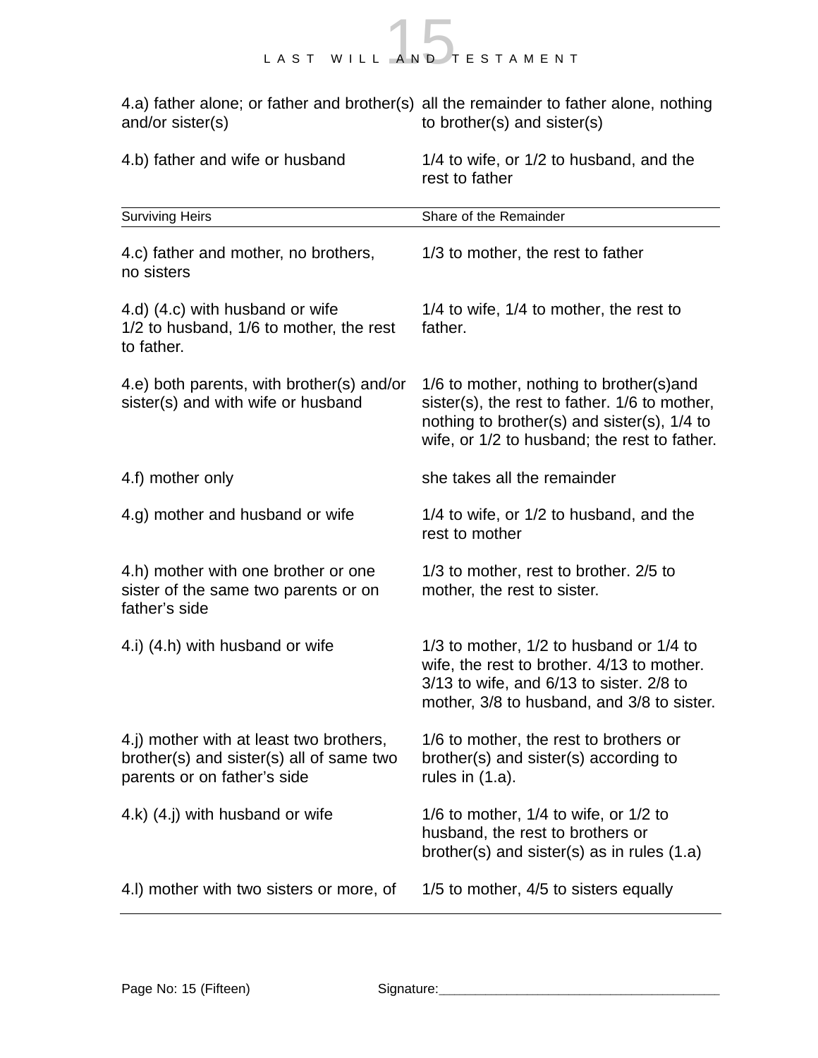| Surviving Heirs | Share of the Remainder |
|---|---|
| 4.a) father alone; or father and brother(s) and/or sister(s) | all the remainder to father alone, nothing to brother(s) and sister(s) |
| 4.b) father and wife or husband | 1/4 to wife, or 1/2 to husband, and the rest to father |
| 4.c) father and mother, no brothers, no sisters | 1/3 to mother, the rest to father |
| 4.d) (4.c) with husband or wife<br>1/2 to husband, 1/6 to mother, the rest to father. | 1/4 to wife, 1/4 to mother, the rest to father. |
| 4.e) both parents, with brother(s) and/or sister(s) and with wife or husband | 1/6 to mother, nothing to brother(s)and sister(s), the rest to father. 1/6 to mother, nothing to brother(s) and sister(s), 1/4 to wife, or 1/2 to husband; the rest to father. |
| 4.f) mother only | she takes all the remainder |
| 4.g) mother and husband or wife | 1/4 to wife, or 1/2 to husband, and the rest to mother |
| 4.h) mother with one brother or one sister of the same two parents or on father's side | 1/3 to mother, rest to brother. 2/5 to mother, the rest to sister. |
| 4.i) (4.h) with husband or wife | 1/3 to mother, 1/2 to husband or 1/4 to wife, the rest to brother. 4/13 to mother. 3/13 to wife, and 6/13 to sister. 2/8 to mother, 3/8 to husband, and 3/8 to sister. |
| 4.j) mother with at least two brothers, brother(s) and sister(s) all of same two parents or on father's side | 1/6 to mother, the rest to brothers or brother(s) and sister(s) according to rules in (1.a). |
| 4.k) (4.j) with husband or wife | 1/6 to mother, 1/4 to wife, or 1/2 to husband, the rest to brothers or brother(s) and sister(s) as in rules (1.a) |
| 4.l) mother with two sisters or more, of | 1/5 to mother, 4/5 to sisters equally |

Signature:_______________________________________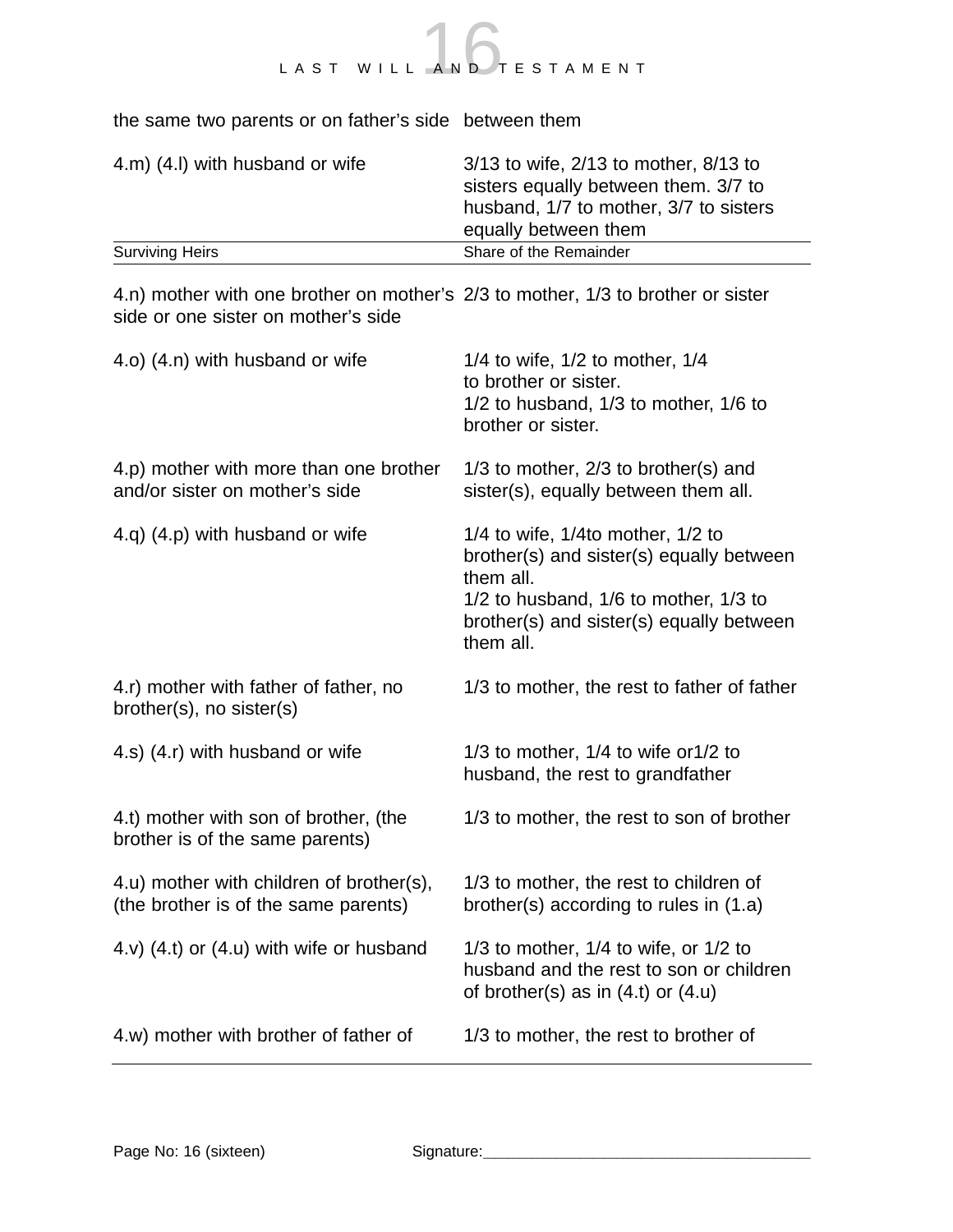| | |
|---|---|
| the same two parents or on father's side | between them |
| 4.m) (4.l) with husband or wife | 3/13 to wife, 2/13 to mother, 8/13 to sisters equally between them. 3/7 to husband, 1/7 to mother, 3/7 to sisters equally between them |

| Surviving Heirs | Share of the Remainder |
|---|---|
| 4.n) mother with one brother on mother's side or one sister on mother's side | 2/3 to mother, 1/3 to brother or sister |
| 4.o) (4.n) with husband or wife | 1/4 to wife, 1/2 to mother, 1/4 to brother or sister. 1/2 to husband, 1/3 to mother, 1/6 to brother or sister. |
| 4.p) mother with more than one brother and/or sister on mother's side | 1/3 to mother, 2/3 to brother(s) and sister(s), equally between them all. |
| 4.q) (4.p) with husband or wife | 1/4 to wife, 1/4to mother, 1/2 to brother(s) and sister(s) equally between them all. 1/2 to husband, 1/6 to mother, 1/3 to brother(s) and sister(s) equally between them all. |
| 4.r) mother with father of father, no brother(s), no sister(s) | 1/3 to mother, the rest to father of father |
| 4.s) (4.r) with husband or wife | 1/3 to mother, 1/4 to wife or1/2 to husband, the rest to grandfather |
| 4.t) mother with son of brother, (the brother is of the same parents) | 1/3 to mother, the rest to son of brother |
| 4.u) mother with children of brother(s), (the brother is of the same parents) | 1/3 to mother, the rest to children of brother(s) according to rules in (1.a) |
| 4.v) (4.t) or (4.u) with wife or husband | 1/3 to mother, 1/4 to wife, or 1/2 to husband and the rest to son or children of brother(s) as in (4.t) or (4.u) |
| 4.w) mother with brother of father of | 1/3 to mother, the rest to brother of |

Signature:______________________________________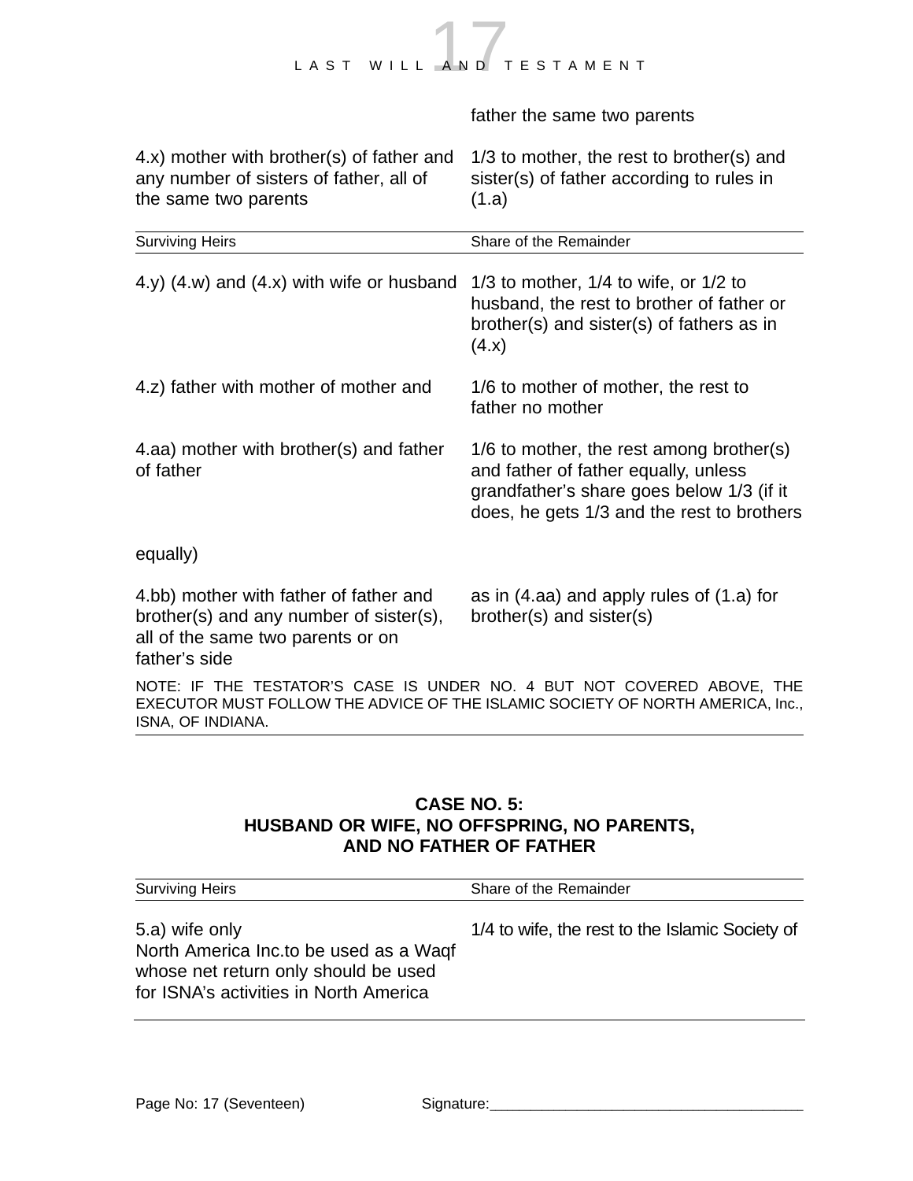| | |
|---|---|
| | father the same two parents |
| 4.x) mother with brother(s) of father and any number of sisters of father, all of the same two parents | 1/3 to mother, the rest to brother(s) and sister(s) of father according to rules in (1.a) |

| Surviving Heirs | Share of the Remainder |
|---|---|
| 4.y) (4.w) and (4.x) with wife or husband | 1/3 to mother, 1/4 to wife, or 1/2 to husband, the rest to brother of father or brother(s) and sister(s) of fathers as in (4.x) |
| 4.z) father with mother of mother and | 1/6 to mother of mother, the rest to father no mother |
| 4.aa) mother with brother(s) and father of father | 1/6 to mother, the rest among brother(s) and father of father equally, unless grandfather's share goes below 1/3 (if it does, he gets 1/3 and the rest to brothers equally) |
| 4.bb) mother with father of father and brother(s) and any number of sister(s), all of the same two parents or on father's side | as in (4.aa) and apply rules of (1.a) for brother(s) and sister(s) |

NOTE: IF THE TESTATOR'S CASE IS UNDER NO. 4 BUT NOT COVERED ABOVE, THE EXECUTOR MUST FOLLOW THE ADVICE OF THE ISLAMIC SOCIETY OF NORTH AMERICA, Inc., ISNA, OF INDIANA.

## CASE NO. 5: HUSBAND OR WIFE, NO OFFSPRING, NO PARENTS, AND NO FATHER OF FATHER

| Surviving Heirs | Share of the Remainder |
|---|---|
| 5.a) wife only | 1/4 to wife, the rest to the Islamic Society of North America Inc.to be used as a Waqf whose net return only should be used for ISNA's activities in North America |

Signature:_______________________________________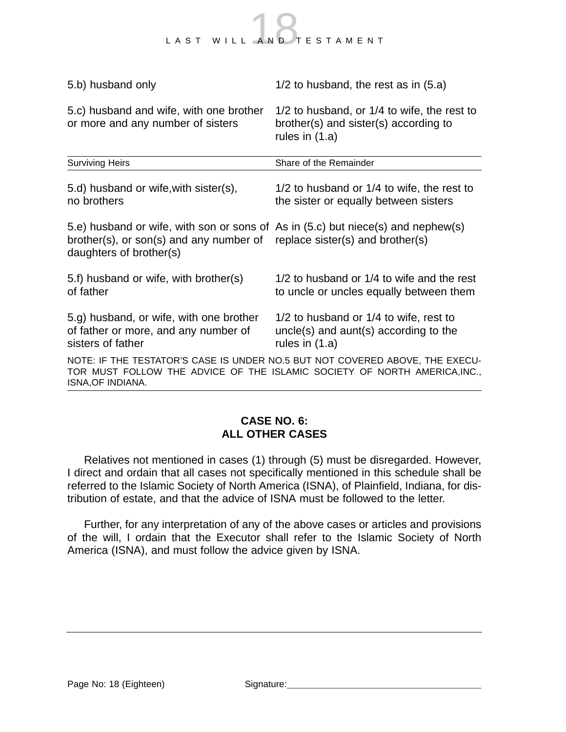| | |
|---|---|
| 5.b) husband only | 1/2 to husband, the rest as in (5.a) |
| 5.c) husband and wife, with one brother or more and any number of sisters | 1/2 to husband, or 1/4 to wife, the rest to brother(s) and sister(s) according to rules in (1.a) |

| Surviving Heirs | Share of the Remainder |
|---|---|
| 5.d) husband or wife,with sister(s), no brothers | 1/2 to husband or 1/4 to wife, the rest to the sister or equally between sisters |
| 5.e) husband or wife, with son or sons of brother(s), or son(s) and any number of daughters of brother(s) | As in (5.c) but niece(s) and nephew(s) replace sister(s) and brother(s) |
| 5.f) husband or wife, with brother(s) of father | 1/2 to husband or 1/4 to wife and the rest to uncle or uncles equally between them |
| 5.g) husband, or wife, with one brother of father or more, and any number of sisters of father | 1/2 to husband or 1/4 to wife, rest to uncle(s) and aunt(s) according to the rules in (1.a) |

NOTE: IF THE TESTATOR'S CASE IS UNDER NO.5 BUT NOT COVERED ABOVE, THE EXECUTOR MUST FOLLOW THE ADVICE OF THE ISLAMIC SOCIETY OF NORTH AMERICA,INC., ISNA,OF INDIANA.

## CASE NO. 6:
## ALL OTHER CASES

Relatives not mentioned in cases (1) through (5) must be disregarded. However, I direct and ordain that all cases not specifically mentioned in this schedule shall be referred to the Islamic Society of North America (ISNA), of Plainfield, Indiana, for distribution of estate, and that the advice of ISNA must be followed to the letter.

Further, for any interpretation of any of the above cases or articles and provisions of the will, I ordain that the Executor shall refer to the Islamic Society of North America (ISNA), and must follow the advice given by ISNA.

Signature:______________________________________